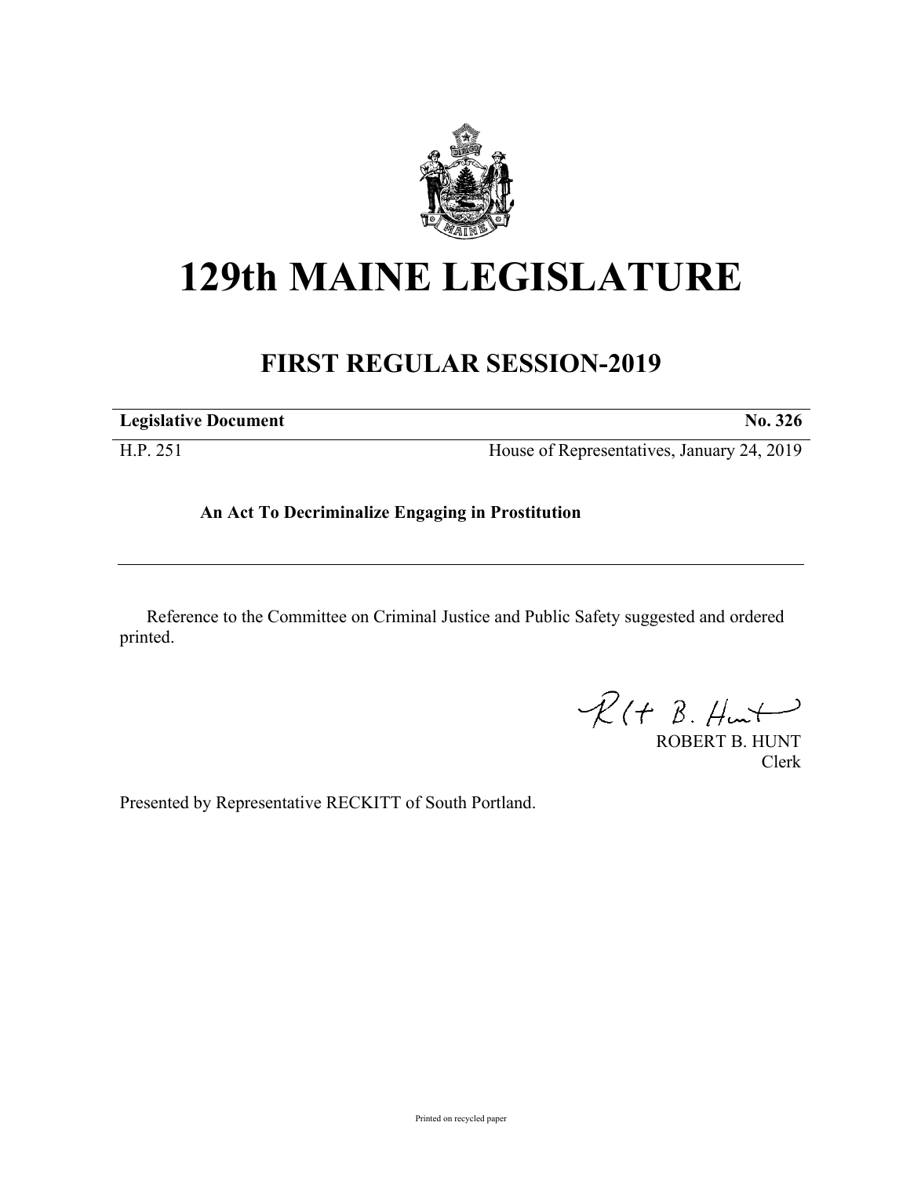# 129th MAINE LEGISLATURE

## FIRST REGULAR SESSION-2019

| **Legislative Document** | **No. 326** |
|---|---|
| H.P. 251 | House of Representatives, January 24, 2019 |

**An Act To Decriminalize Engaging in Prostitution**

---

Reference to the Committee on Criminal Justice and Public Safety suggested and ordered printed.

ROBERT B. HUNT
Clerk

Presented by Representative RECKITT of South Portland.

Printed on recycled paper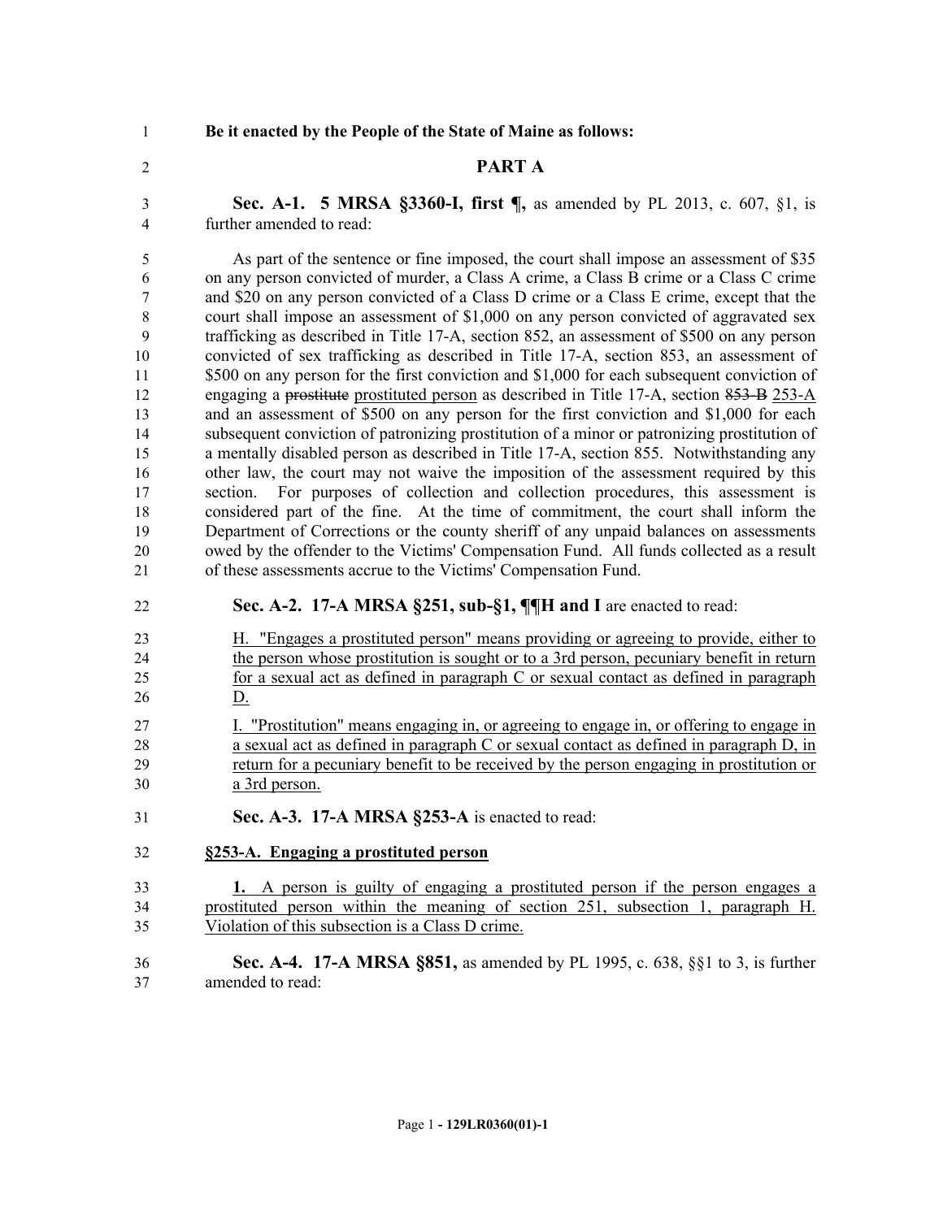**Be it enacted by the People of the State of Maine as follows:**

## PART A

**Sec. A-1. 5 MRSA §3360-I, first ¶,** as amended by PL 2013, c. 607, §1, is further amended to read:

As part of the sentence or fine imposed, the court shall impose an assessment of $35 on any person convicted of murder, a Class A crime, a Class B crime or a Class C crime and $20 on any person convicted of a Class D crime or a Class E crime, except that the court shall impose an assessment of $1,000 on any person convicted of aggravated sex trafficking as described in Title 17-A, section 852, an assessment of $500 on any person convicted of sex trafficking as described in Title 17-A, section 853, an assessment of $500 on any person for the first conviction and $1,000 for each subsequent conviction of engaging a ~~prostitute~~ prostituted person as described in Title 17-A, section ~~853-B~~ 253-A and an assessment of $500 on any person for the first conviction and $1,000 for each subsequent conviction of patronizing prostitution of a minor or patronizing prostitution of a mentally disabled person as described in Title 17-A, section 855. Notwithstanding any other law, the court may not waive the imposition of the assessment required by this section. For purposes of collection and collection procedures, this assessment is considered part of the fine. At the time of commitment, the court shall inform the Department of Corrections or the county sheriff of any unpaid balances on assessments owed by the offender to the Victims' Compensation Fund. All funds collected as a result of these assessments accrue to the Victims' Compensation Fund.

**Sec. A-2. 17-A MRSA §251, sub-§1, ¶¶H and I** are enacted to read:

H. "Engages a prostituted person" means providing or agreeing to provide, either to the person whose prostitution is sought or to a 3rd person, pecuniary benefit in return for a sexual act as defined in paragraph C or sexual contact as defined in paragraph D.

I. "Prostitution" means engaging in, or agreeing to engage in, or offering to engage in a sexual act as defined in paragraph C or sexual contact as defined in paragraph D, in return for a pecuniary benefit to be received by the person engaging in prostitution or a 3rd person.

**Sec. A-3. 17-A MRSA §253-A** is enacted to read:

**§253-A. Engaging a prostituted person**

**1.** A person is guilty of engaging a prostituted person if the person engages a prostituted person within the meaning of section 251, subsection 1, paragraph H. Violation of this subsection is a Class D crime.

**Sec. A-4. 17-A MRSA §851,** as amended by PL 1995, c. 638, §§1 to 3, is further amended to read: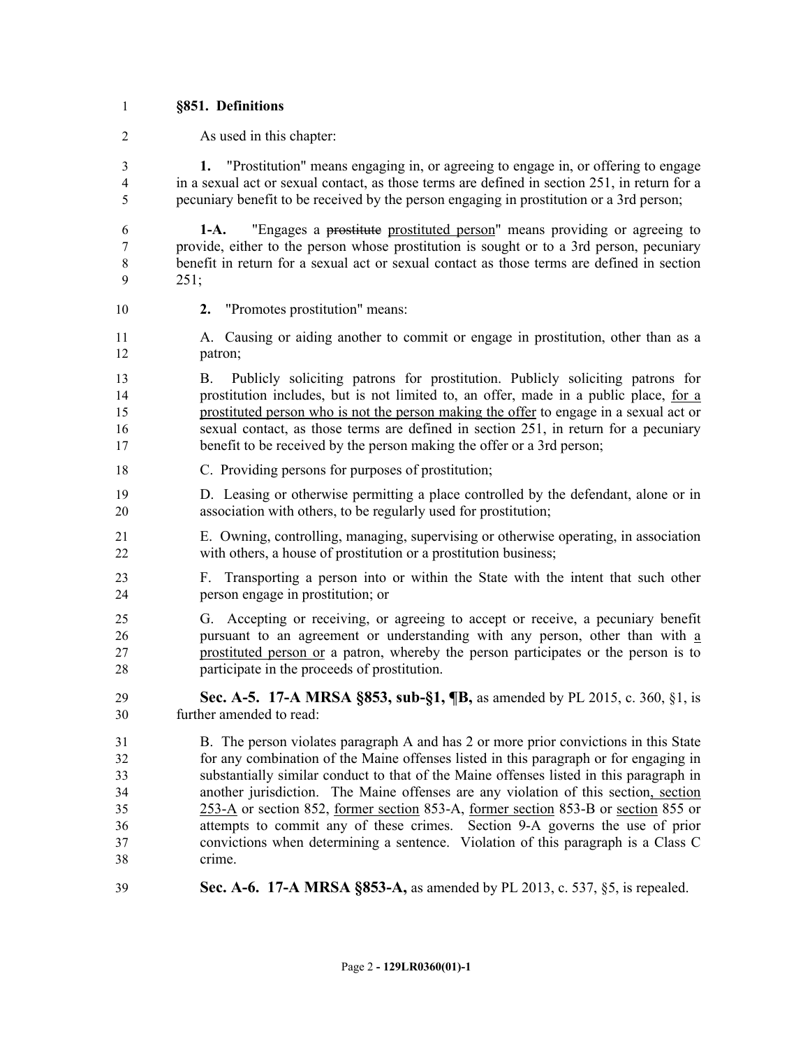**§851. Definitions**

As used in this chapter:

**1.** "Prostitution" means engaging in, or agreeing to engage in, or offering to engage in a sexual act or sexual contact, as those terms are defined in section 251, in return for a pecuniary benefit to be received by the person engaging in prostitution or a 3rd person;

**1-A.** "Engages a ~~prostitute~~ <u>prostituted person</u>" means providing or agreeing to provide, either to the person whose prostitution is sought or to a 3rd person, pecuniary benefit in return for a sexual act or sexual contact as those terms are defined in section 251;

**2.** "Promotes prostitution" means:

A. Causing or aiding another to commit or engage in prostitution, other than as a patron;

B. Publicly soliciting patrons for prostitution. Publicly soliciting patrons for prostitution includes, but is not limited to, an offer, made in a public place, <u>for a prostituted person who is not the person making the offer</u> to engage in a sexual act or sexual contact, as those terms are defined in section 251, in return for a pecuniary benefit to be received by the person making the offer or a 3rd person;

C. Providing persons for purposes of prostitution;

D. Leasing or otherwise permitting a place controlled by the defendant, alone or in association with others, to be regularly used for prostitution;

E. Owning, controlling, managing, supervising or otherwise operating, in association with others, a house of prostitution or a prostitution business;

F. Transporting a person into or within the State with the intent that such other person engage in prostitution; or

G. Accepting or receiving, or agreeing to accept or receive, a pecuniary benefit pursuant to an agreement or understanding with any person, other than with <u>a prostituted person or</u> a patron, whereby the person participates or the person is to participate in the proceeds of prostitution.

**Sec. A-5. 17-A MRSA §853, sub-§1, ¶B,** as amended by PL 2015, c. 360, §1, is further amended to read:

B. The person violates paragraph A and has 2 or more prior convictions in this State for any combination of the Maine offenses listed in this paragraph or for engaging in substantially similar conduct to that of the Maine offenses listed in this paragraph in another jurisdiction. The Maine offenses are any violation of this section<u>, section 253-A</u> or section 852, <u>former section</u> 853-A, <u>former section</u> 853-B or <u>section</u> 855 or attempts to commit any of these crimes. Section 9-A governs the use of prior convictions when determining a sentence. Violation of this paragraph is a Class C crime.

**Sec. A-6. 17-A MRSA §853-A,** as amended by PL 2013, c. 537, §5, is repealed.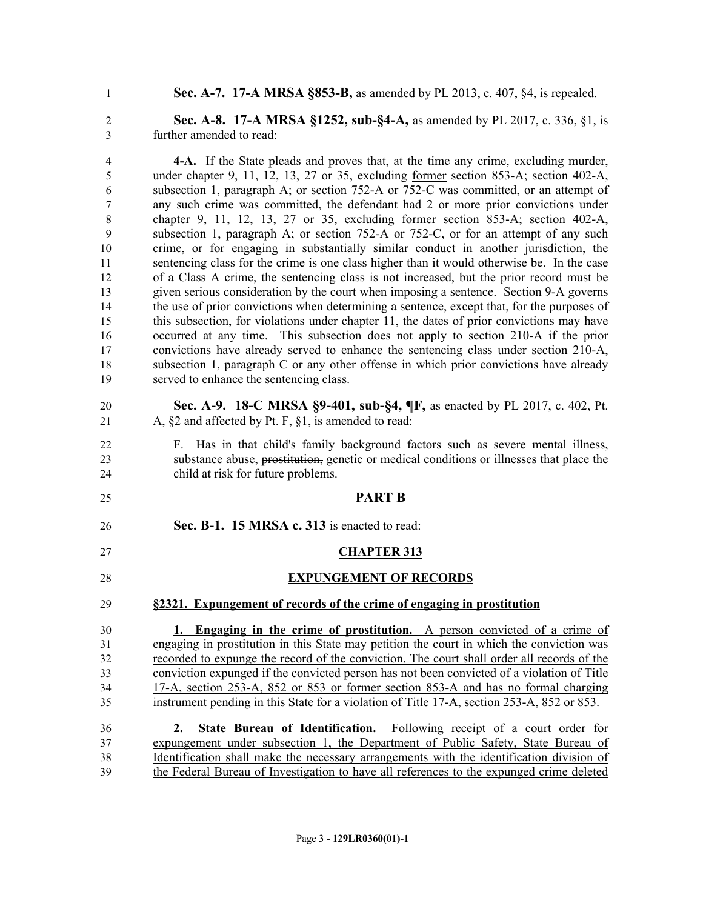**Sec. A-7. 17-A MRSA §853-B,** as amended by PL 2013, c. 407, §4, is repealed.

**Sec. A-8. 17-A MRSA §1252, sub-§4-A,** as amended by PL 2017, c. 336, §1, is further amended to read:

**4-A.** If the State pleads and proves that, at the time any crime, excluding murder, under chapter 9, 11, 12, 13, 27 or 35, excluding former section 853-A; section 402-A, subsection 1, paragraph A; or section 752-A or 752-C was committed, or an attempt of any such crime was committed, the defendant had 2 or more prior convictions under chapter 9, 11, 12, 13, 27 or 35, excluding former section 853-A; section 402-A, subsection 1, paragraph A; or section 752-A or 752-C, or for an attempt of any such crime, or for engaging in substantially similar conduct in another jurisdiction, the sentencing class for the crime is one class higher than it would otherwise be. In the case of a Class A crime, the sentencing class is not increased, but the prior record must be given serious consideration by the court when imposing a sentence. Section 9-A governs the use of prior convictions when determining a sentence, except that, for the purposes of this subsection, for violations under chapter 11, the dates of prior convictions may have occurred at any time. This subsection does not apply to section 210-A if the prior convictions have already served to enhance the sentencing class under section 210-A, subsection 1, paragraph C or any other offense in which prior convictions have already served to enhance the sentencing class.

**Sec. A-9. 18-C MRSA §9-401, sub-§4, ¶F,** as enacted by PL 2017, c. 402, Pt. A, §2 and affected by Pt. F, §1, is amended to read:

F. Has in that child's family background factors such as severe mental illness, substance abuse, ~~prostitution,~~ genetic or medical conditions or illnesses that place the child at risk for future problems.

## PART B

**Sec. B-1. 15 MRSA c. 313** is enacted to read:

## CHAPTER 313

## EXPUNGEMENT OF RECORDS

**§2321. Expungement of records of the crime of engaging in prostitution**

**1. Engaging in the crime of prostitution.** A person convicted of a crime of engaging in prostitution in this State may petition the court in which the conviction was recorded to expunge the record of the conviction. The court shall order all records of the conviction expunged if the convicted person has not been convicted of a violation of Title 17-A, section 253-A, 852 or 853 or former section 853-A and has no formal charging instrument pending in this State for a violation of Title 17-A, section 253-A, 852 or 853.

**2. State Bureau of Identification.** Following receipt of a court order for expungement under subsection 1, the Department of Public Safety, State Bureau of Identification shall make the necessary arrangements with the identification division of the Federal Bureau of Investigation to have all references to the expunged crime deleted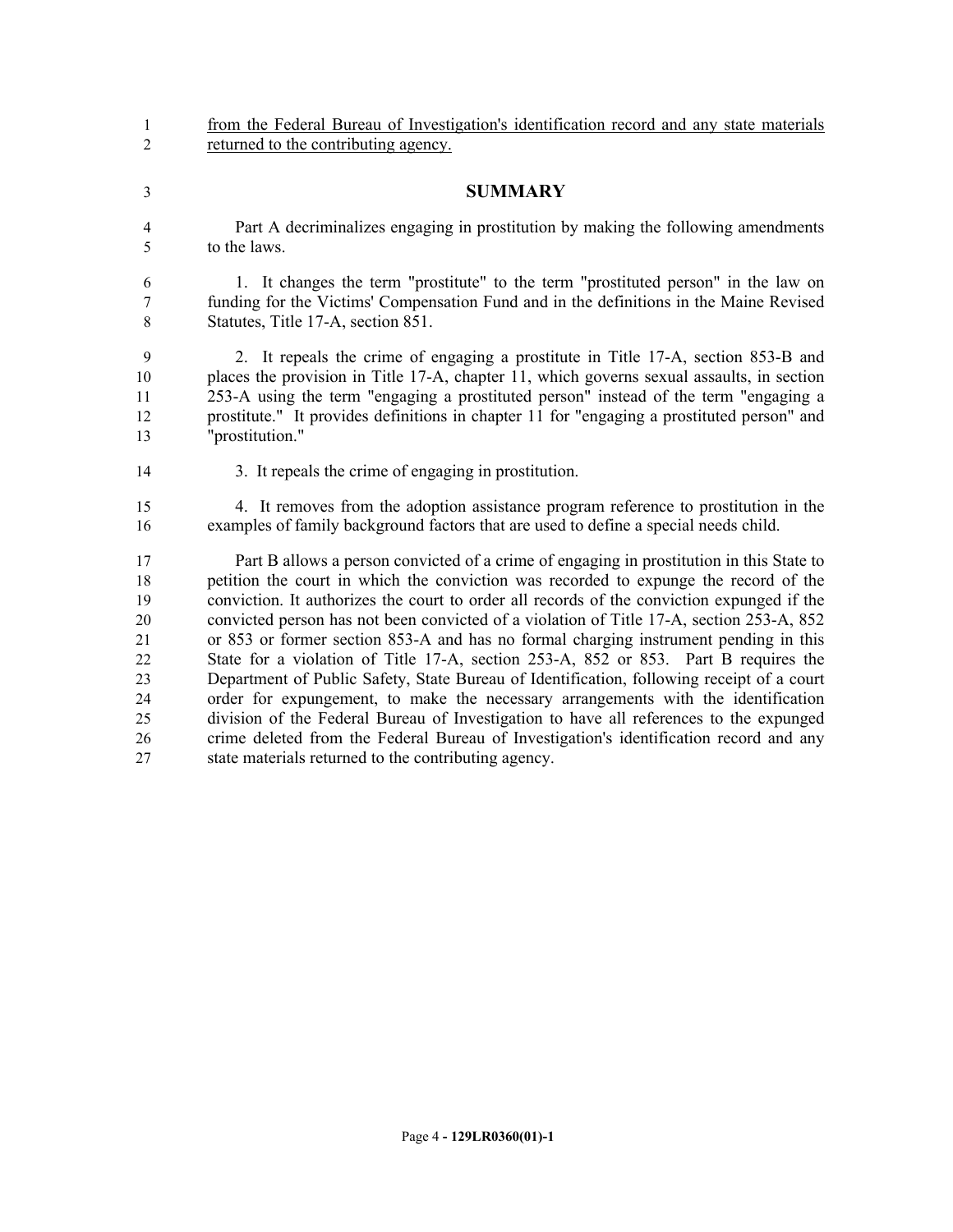from the Federal Bureau of Investigation's identification record and any state materials returned to the contributing agency.

## SUMMARY

Part A decriminalizes engaging in prostitution by making the following amendments to the laws.

1. It changes the term "prostitute" to the term "prostituted person" in the law on funding for the Victims' Compensation Fund and in the definitions in the Maine Revised Statutes, Title 17-A, section 851.

2. It repeals the crime of engaging a prostitute in Title 17-A, section 853-B and places the provision in Title 17-A, chapter 11, which governs sexual assaults, in section 253-A using the term "engaging a prostituted person" instead of the term "engaging a prostitute." It provides definitions in chapter 11 for "engaging a prostituted person" and "prostitution."

3. It repeals the crime of engaging in prostitution.

4. It removes from the adoption assistance program reference to prostitution in the examples of family background factors that are used to define a special needs child.

Part B allows a person convicted of a crime of engaging in prostitution in this State to petition the court in which the conviction was recorded to expunge the record of the conviction. It authorizes the court to order all records of the conviction expunged if the convicted person has not been convicted of a violation of Title 17-A, section 253-A, 852 or 853 or former section 853-A and has no formal charging instrument pending in this State for a violation of Title 17-A, section 253-A, 852 or 853. Part B requires the Department of Public Safety, State Bureau of Identification, following receipt of a court order for expungement, to make the necessary arrangements with the identification division of the Federal Bureau of Investigation to have all references to the expunged crime deleted from the Federal Bureau of Investigation's identification record and any state materials returned to the contributing agency.